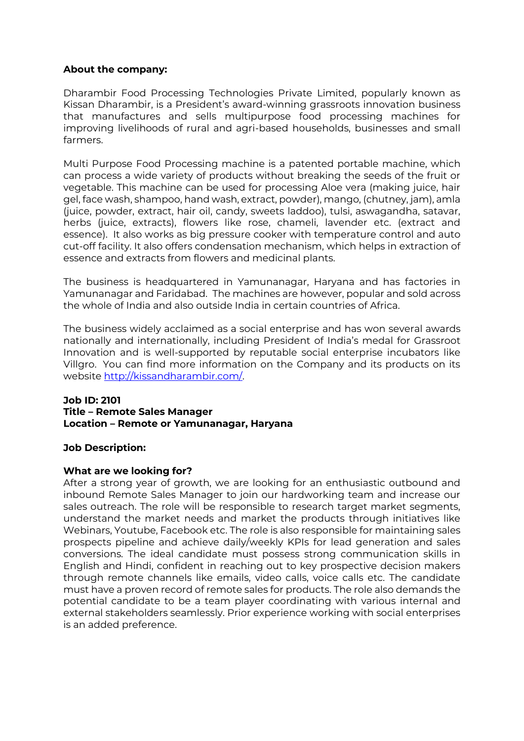**About the company:**

Dharambir Food Processing Technologies Private Limited, popularly known as Kissan Dharambir, is a President's award-winning grassroots innovation business that manufactures and sells multipurpose food processing machines for improving livelihoods of rural and agri-based households, businesses and small farmers.

Multi Purpose Food Processing machine is a patented portable machine, which can process a wide variety of products without breaking the seeds of the fruit or vegetable. This machine can be used for processing Aloe vera (making juice, hair gel, face wash, shampoo, hand wash, extract, powder), mango, (chutney, jam), amla (juice, powder, extract, hair oil, candy, sweets laddoo), tulsi, aswagandha, satavar, herbs (juice, extracts), flowers like rose, chameli, lavender etc. (extract and essence). It also works as big pressure cooker with temperature control and auto cut-off facility. It also offers condensation mechanism, which helps in extraction of essence and extracts from flowers and medicinal plants.

The business is headquartered in Yamunanagar, Haryana and has factories in Yamunanagar and Faridabad. The machines are however, popular and sold across the whole of India and also outside India in certain countries of Africa.

The business widely acclaimed as a social enterprise and has won several awards nationally and internationally, including President of India's medal for Grassroot Innovation and is well-supported by reputable social enterprise incubators like Villgro. You can find more information on the Company and its products on its website [http://kissandharambir.com/](http://kissandharambir.com/).

**Job ID: 2101**
**Title – Remote Sales Manager**
**Location – Remote or Yamunanagar, Haryana**

**Job Description:**

**What are we looking for?**

After a strong year of growth, we are looking for an enthusiastic outbound and inbound Remote Sales Manager to join our hardworking team and increase our sales outreach. The role will be responsible to research target market segments, understand the market needs and market the products through initiatives like Webinars, Youtube, Facebook etc. The role is also responsible for maintaining sales prospects pipeline and achieve daily/weekly KPIs for lead generation and sales conversions. The ideal candidate must possess strong communication skills in English and Hindi, confident in reaching out to key prospective decision makers through remote channels like emails, video calls, voice calls etc. The candidate must have a proven record of remote sales for products. The role also demands the potential candidate to be a team player coordinating with various internal and external stakeholders seamlessly. Prior experience working with social enterprises is an added preference.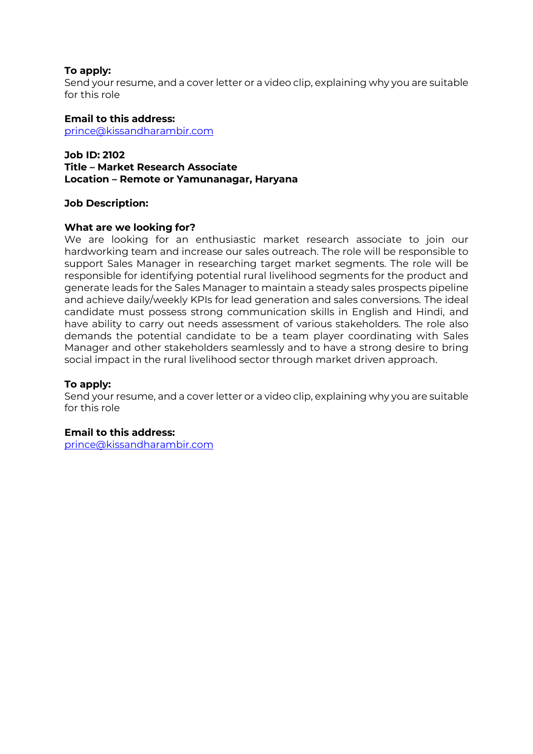**To apply:**
Send your resume, and a cover letter or a video clip, explaining why you are suitable for this role

**Email to this address:**
[prince@kissandharambir.com](mailto:prince@kissandharambir.com)

**Job ID: 2102**
**Title – Market Research Associate**
**Location – Remote or Yamunanagar, Haryana**

**Job Description:**

**What are we looking for?**
We are looking for an enthusiastic market research associate to join our hardworking team and increase our sales outreach. The role will be responsible to support Sales Manager in researching target market segments. The role will be responsible for identifying potential rural livelihood segments for the product and generate leads for the Sales Manager to maintain a steady sales prospects pipeline and achieve daily/weekly KPIs for lead generation and sales conversions. The ideal candidate must possess strong communication skills in English and Hindi, and have ability to carry out needs assessment of various stakeholders. The role also demands the potential candidate to be a team player coordinating with Sales Manager and other stakeholders seamlessly and to have a strong desire to bring social impact in the rural livelihood sector through market driven approach.

**To apply:**
Send your resume, and a cover letter or a video clip, explaining why you are suitable for this role

**Email to this address:**
[prince@kissandharambir.com](mailto:prince@kissandharambir.com)